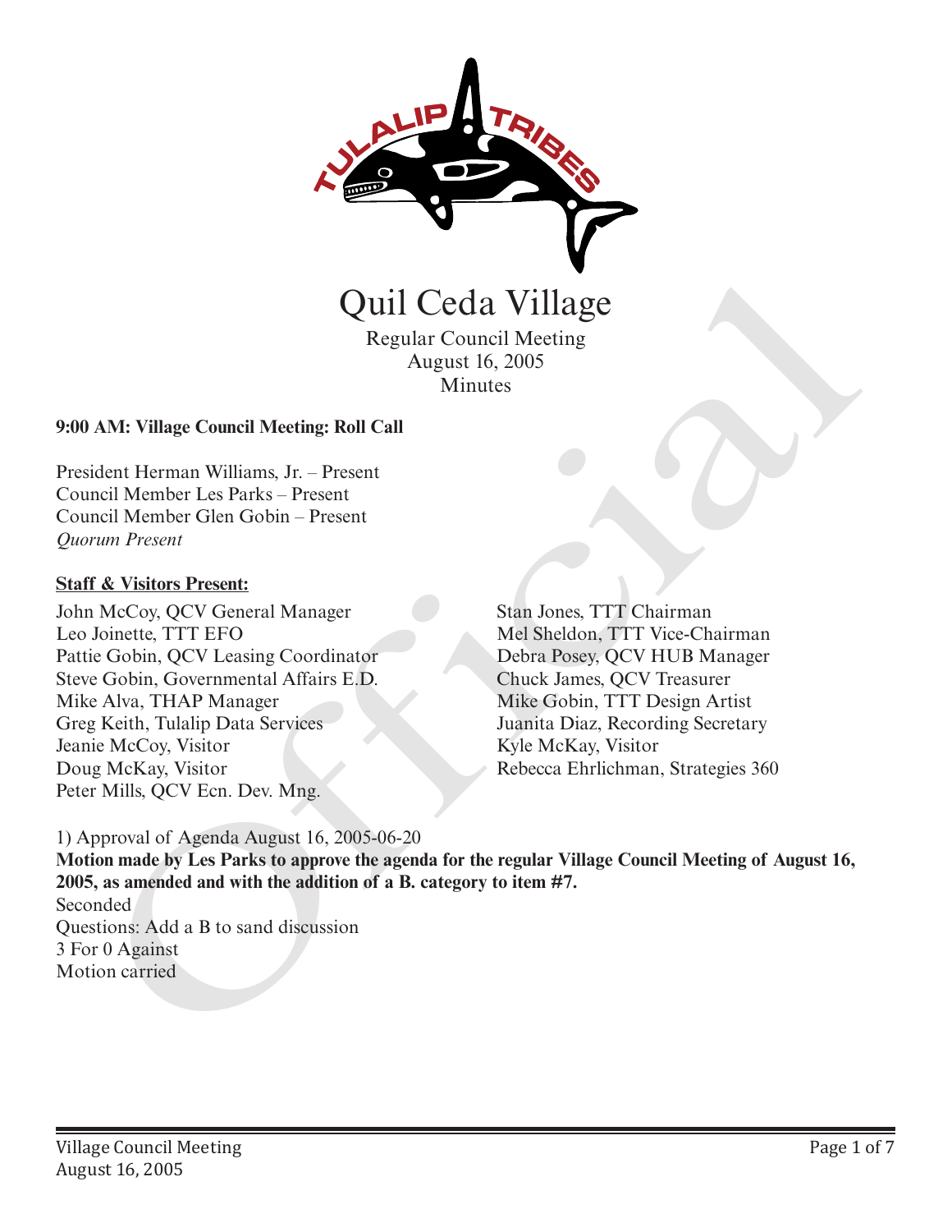# Quil Ceda Village

Regular Council Meeting
August 16, 2005
Minutes

**9:00 AM: Village Council Meeting: Roll Call**

President Herman Williams, Jr. – Present
Council Member Les Parks – Present
Council Member Glen Gobin – Present
*Quorum Present*

**Staff & Visitors Present:**

John McCoy, QCV General Manager
Leo Joinette, TTT EFO
Pattie Gobin, QCV Leasing Coordinator
Steve Gobin, Governmental Affairs E.D.
Mike Alva, THAP Manager
Greg Keith, Tulalip Data Services
Jeanie McCoy, Visitor
Doug McKay, Visitor
Peter Mills, QCV Ecn. Dev. Mng.
Stan Jones, TTT Chairman
Mel Sheldon, TTT Vice-Chairman
Debra Posey, QCV HUB Manager
Chuck James, QCV Treasurer
Mike Gobin, TTT Design Artist
Juanita Diaz, Recording Secretary
Kyle McKay, Visitor
Rebecca Ehrlichman, Strategies 360

1) Approval of Agenda August 16, 2005-06-20
**Motion made by Les Parks to approve the agenda for the regular Village Council Meeting of August 16, 2005, as amended and with the addition of a B. category to item #7.**
Seconded
Questions: Add a B to sand discussion
3 For 0 Against
Motion carried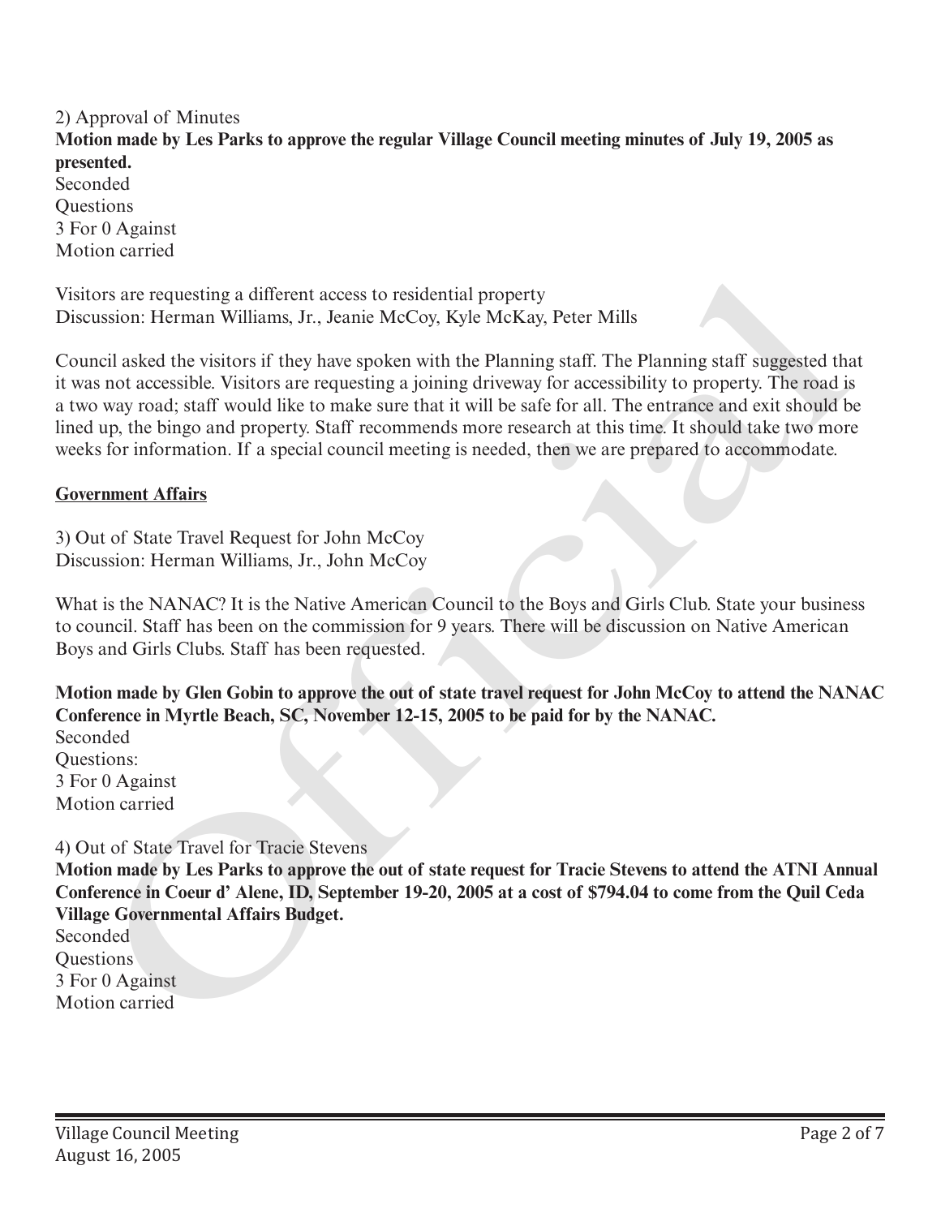2) Approval of Minutes

**Motion made by Les Parks to approve the regular Village Council meeting minutes of July 19, 2005 as presented.**
Seconded
Questions
3 For 0 Against
Motion carried

Visitors are requesting a different access to residential property
Discussion: Herman Williams, Jr., Jeanie McCoy, Kyle McKay, Peter Mills

Council asked the visitors if they have spoken with the Planning staff. The Planning staff suggested that it was not accessible. Visitors are requesting a joining driveway for accessibility to property. The road is a two way road; staff would like to make sure that it will be safe for all. The entrance and exit should be lined up, the bingo and property. Staff recommends more research at this time. It should take two more weeks for information. If a special council meeting is needed, then we are prepared to accommodate.

## Government Affairs

3) Out of State Travel Request for John McCoy
Discussion: Herman Williams, Jr., John McCoy

What is the NANAC? It is the Native American Council to the Boys and Girls Club. State your business to council. Staff has been on the commission for 9 years. There will be discussion on Native American Boys and Girls Clubs. Staff has been requested.

**Motion made by Glen Gobin to approve the out of state travel request for John McCoy to attend the NANAC Conference in Myrtle Beach, SC, November 12-15, 2005 to be paid for by the NANAC.**
Seconded
Questions:
3 For 0 Against
Motion carried

4) Out of State Travel for Tracie Stevens

**Motion made by Les Parks to approve the out of state request for Tracie Stevens to attend the ATNI Annual Conference in Coeur d' Alene, ID, September 19-20, 2005 at a cost of $794.04 to come from the Quil Ceda Village Governmental Affairs Budget.**
Seconded
Questions
3 For 0 Against
Motion carried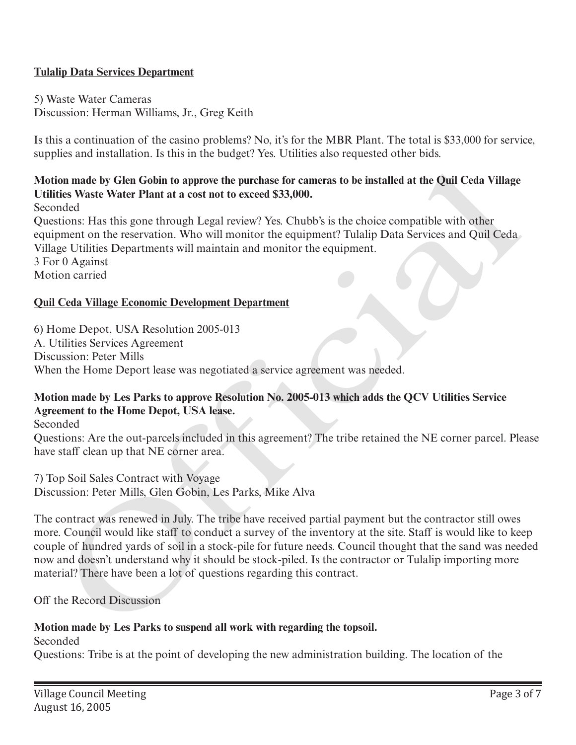**Tulalip Data Services Department**

5) Waste Water Cameras
Discussion: Herman Williams, Jr., Greg Keith

Is this a continuation of the casino problems? No, it's for the MBR Plant. The total is $33,000 for service, supplies and installation. Is this in the budget? Yes. Utilities also requested other bids.

**Motion made by Glen Gobin to approve the purchase for cameras to be installed at the Quil Ceda Village Utilities Waste Water Plant at a cost not to exceed $33,000.**
Seconded
Questions: Has this gone through Legal review? Yes. Chubb's is the choice compatible with other equipment on the reservation. Who will monitor the equipment? Tulalip Data Services and Quil Ceda Village Utilities Departments will maintain and monitor the equipment.
3 For 0 Against
Motion carried

**Quil Ceda Village Economic Development Department**

6) Home Depot, USA Resolution 2005-013
A. Utilities Services Agreement
Discussion: Peter Mills
When the Home Deport lease was negotiated a service agreement was needed.

**Motion made by Les Parks to approve Resolution No. 2005-013 which adds the QCV Utilities Service Agreement to the Home Depot, USA lease.**
Seconded
Questions: Are the out-parcels included in this agreement? The tribe retained the NE corner parcel. Please have staff clean up that NE corner area.

7) Top Soil Sales Contract with Voyage
Discussion: Peter Mills, Glen Gobin, Les Parks, Mike Alva

The contract was renewed in July. The tribe have received partial payment but the contractor still owes more. Council would like staff to conduct a survey of the inventory at the site. Staff is would like to keep couple of hundred yards of soil in a stock-pile for future needs. Council thought that the sand was needed now and doesn't understand why it should be stock-piled. Is the contractor or Tulalip importing more material? There have been a lot of questions regarding this contract.

Off the Record Discussion

**Motion made by Les Parks to suspend all work with regarding the topsoil.**
Seconded
Questions: Tribe is at the point of developing the new administration building. The location of the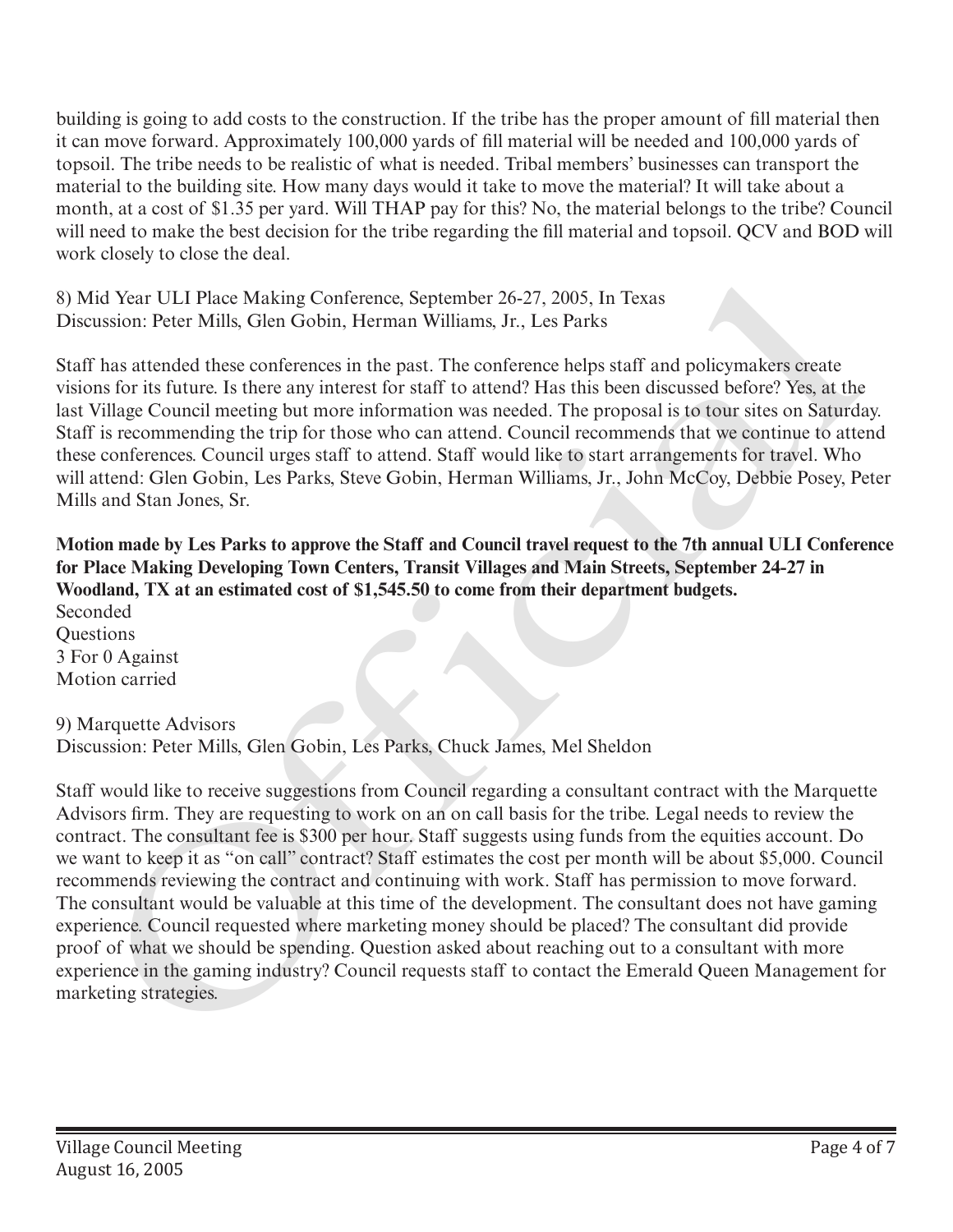building is going to add costs to the construction. If the tribe has the proper amount of fill material then it can move forward. Approximately 100,000 yards of fill material will be needed and 100,000 yards of topsoil. The tribe needs to be realistic of what is needed. Tribal members' businesses can transport the material to the building site. How many days would it take to move the material? It will take about a month, at a cost of $1.35 per yard. Will THAP pay for this? No, the material belongs to the tribe? Council will need to make the best decision for the tribe regarding the fill material and topsoil. QCV and BOD will work closely to close the deal.

8) Mid Year ULI Place Making Conference, September 26-27, 2005, In Texas
Discussion: Peter Mills, Glen Gobin, Herman Williams, Jr., Les Parks

Staff has attended these conferences in the past. The conference helps staff and policymakers create visions for its future. Is there any interest for staff to attend? Has this been discussed before? Yes, at the last Village Council meeting but more information was needed. The proposal is to tour sites on Saturday. Staff is recommending the trip for those who can attend. Council recommends that we continue to attend these conferences. Council urges staff to attend. Staff would like to start arrangements for travel. Who will attend: Glen Gobin, Les Parks, Steve Gobin, Herman Williams, Jr., John McCoy, Debbie Posey, Peter Mills and Stan Jones, Sr.

**Motion made by Les Parks to approve the Staff and Council travel request to the 7th annual ULI Conference for Place Making Developing Town Centers, Transit Villages and Main Streets, September 24-27 in Woodland, TX at an estimated cost of $1,545.50 to come from their department budgets.**
Seconded
Questions
3 For 0 Against
Motion carried

9) Marquette Advisors
Discussion: Peter Mills, Glen Gobin, Les Parks, Chuck James, Mel Sheldon

Staff would like to receive suggestions from Council regarding a consultant contract with the Marquette Advisors firm. They are requesting to work on an on call basis for the tribe. Legal needs to review the contract. The consultant fee is $300 per hour. Staff suggests using funds from the equities account. Do we want to keep it as "on call" contract? Staff estimates the cost per month will be about $5,000. Council recommends reviewing the contract and continuing with work. Staff has permission to move forward. The consultant would be valuable at this time of the development. The consultant does not have gaming experience. Council requested where marketing money should be placed? The consultant did provide proof of what we should be spending. Question asked about reaching out to a consultant with more experience in the gaming industry? Council requests staff to contact the Emerald Queen Management for marketing strategies.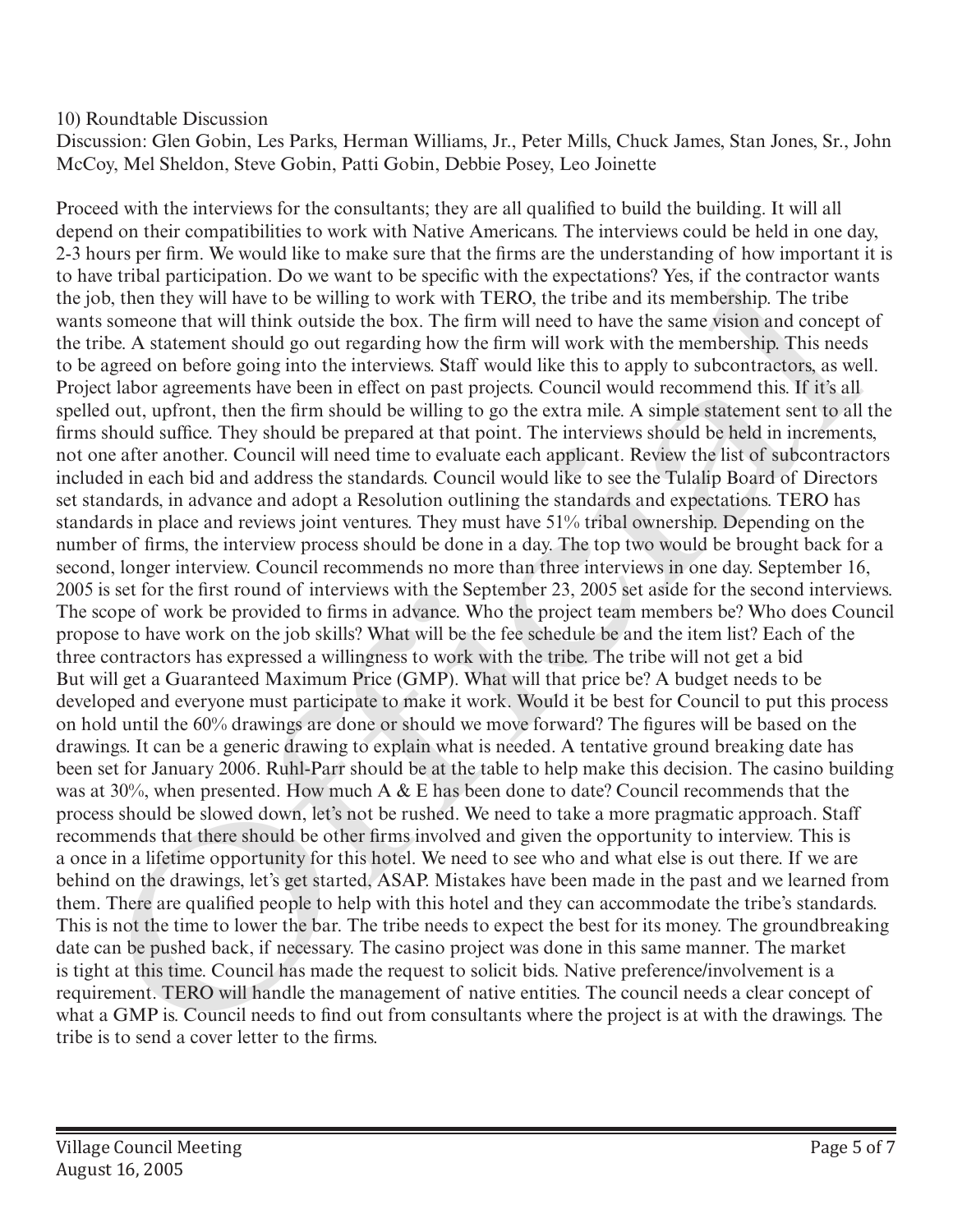10) Roundtable Discussion

Discussion: Glen Gobin, Les Parks, Herman Williams, Jr., Peter Mills, Chuck James, Stan Jones, Sr., John McCoy, Mel Sheldon, Steve Gobin, Patti Gobin, Debbie Posey, Leo Joinette

Proceed with the interviews for the consultants; they are all qualified to build the building. It will all depend on their compatibilities to work with Native Americans. The interviews could be held in one day, 2-3 hours per firm. We would like to make sure that the firms are the understanding of how important it is to have tribal participation. Do we want to be specific with the expectations? Yes, if the contractor wants the job, then they will have to be willing to work with TERO, the tribe and its membership. The tribe wants someone that will think outside the box. The firm will need to have the same vision and concept of the tribe. A statement should go out regarding how the firm will work with the membership. This needs to be agreed on before going into the interviews. Staff would like this to apply to subcontractors, as well. Project labor agreements have been in effect on past projects. Council would recommend this. If it's all spelled out, upfront, then the firm should be willing to go the extra mile. A simple statement sent to all the firms should suffice. They should be prepared at that point. The interviews should be held in increments, not one after another. Council will need time to evaluate each applicant. Review the list of subcontractors included in each bid and address the standards. Council would like to see the Tulalip Board of Directors set standards, in advance and adopt a Resolution outlining the standards and expectations. TERO has standards in place and reviews joint ventures. They must have 51% tribal ownership. Depending on the number of firms, the interview process should be done in a day. The top two would be brought back for a second, longer interview. Council recommends no more than three interviews in one day. September 16, 2005 is set for the first round of interviews with the September 23, 2005 set aside for the second interviews. The scope of work be provided to firms in advance. Who the project team members be? Who does Council propose to have work on the job skills? What will be the fee schedule be and the item list? Each of the three contractors has expressed a willingness to work with the tribe. The tribe will not get a bid But will get a Guaranteed Maximum Price (GMP). What will that price be? A budget needs to be developed and everyone must participate to make it work. Would it be best for Council to put this process on hold until the 60% drawings are done or should we move forward? The figures will be based on the drawings. It can be a generic drawing to explain what is needed. A tentative ground breaking date has been set for January 2006. Ruhl-Parr should be at the table to help make this decision. The casino building was at 30%, when presented. How much A & E has been done to date? Council recommends that the process should be slowed down, let's not be rushed. We need to take a more pragmatic approach. Staff recommends that there should be other firms involved and given the opportunity to interview. This is a once in a lifetime opportunity for this hotel. We need to see who and what else is out there. If we are behind on the drawings, let's get started, ASAP. Mistakes have been made in the past and we learned from them. There are qualified people to help with this hotel and they can accommodate the tribe's standards. This is not the time to lower the bar. The tribe needs to expect the best for its money. The groundbreaking date can be pushed back, if necessary. The casino project was done in this same manner. The market is tight at this time. Council has made the request to solicit bids. Native preference/involvement is a requirement. TERO will handle the management of native entities. The council needs a clear concept of what a GMP is. Council needs to find out from consultants where the project is at with the drawings. The tribe is to send a cover letter to the firms.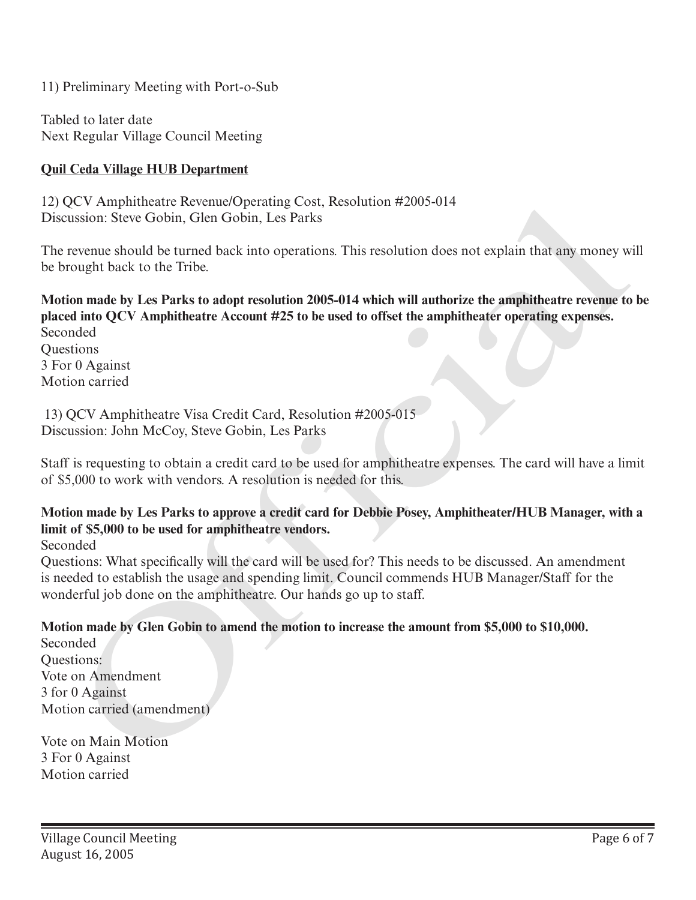11) Preliminary Meeting with Port-o-Sub

Tabled to later date
Next Regular Village Council Meeting

**Quil Ceda Village HUB Department**

12) QCV Amphitheatre Revenue/Operating Cost, Resolution #2005-014
Discussion: Steve Gobin, Glen Gobin, Les Parks

The revenue should be turned back into operations. This resolution does not explain that any money will be brought back to the Tribe.

**Motion made by Les Parks to adopt resolution 2005-014 which will authorize the amphitheatre revenue to be placed into QCV Amphitheatre Account #25 to be used to offset the amphitheater operating expenses.**
Seconded
Questions
3 For 0 Against
Motion carried

13) QCV Amphitheatre Visa Credit Card, Resolution #2005-015
Discussion: John McCoy, Steve Gobin, Les Parks

Staff is requesting to obtain a credit card to be used for amphitheatre expenses. The card will have a limit of $5,000 to work with vendors. A resolution is needed for this.

**Motion made by Les Parks to approve a credit card for Debbie Posey, Amphitheater/HUB Manager, with a limit of $5,000 to be used for amphitheatre vendors.**
Seconded
Questions: What specifically will the card will be used for? This needs to be discussed. An amendment is needed to establish the usage and spending limit. Council commends HUB Manager/Staff for the wonderful job done on the amphitheatre. Our hands go up to staff.

**Motion made by Glen Gobin to amend the motion to increase the amount from $5,000 to $10,000.**
Seconded
Questions:
Vote on Amendment
3 for 0 Against
Motion carried (amendment)

Vote on Main Motion
3 For 0 Against
Motion carried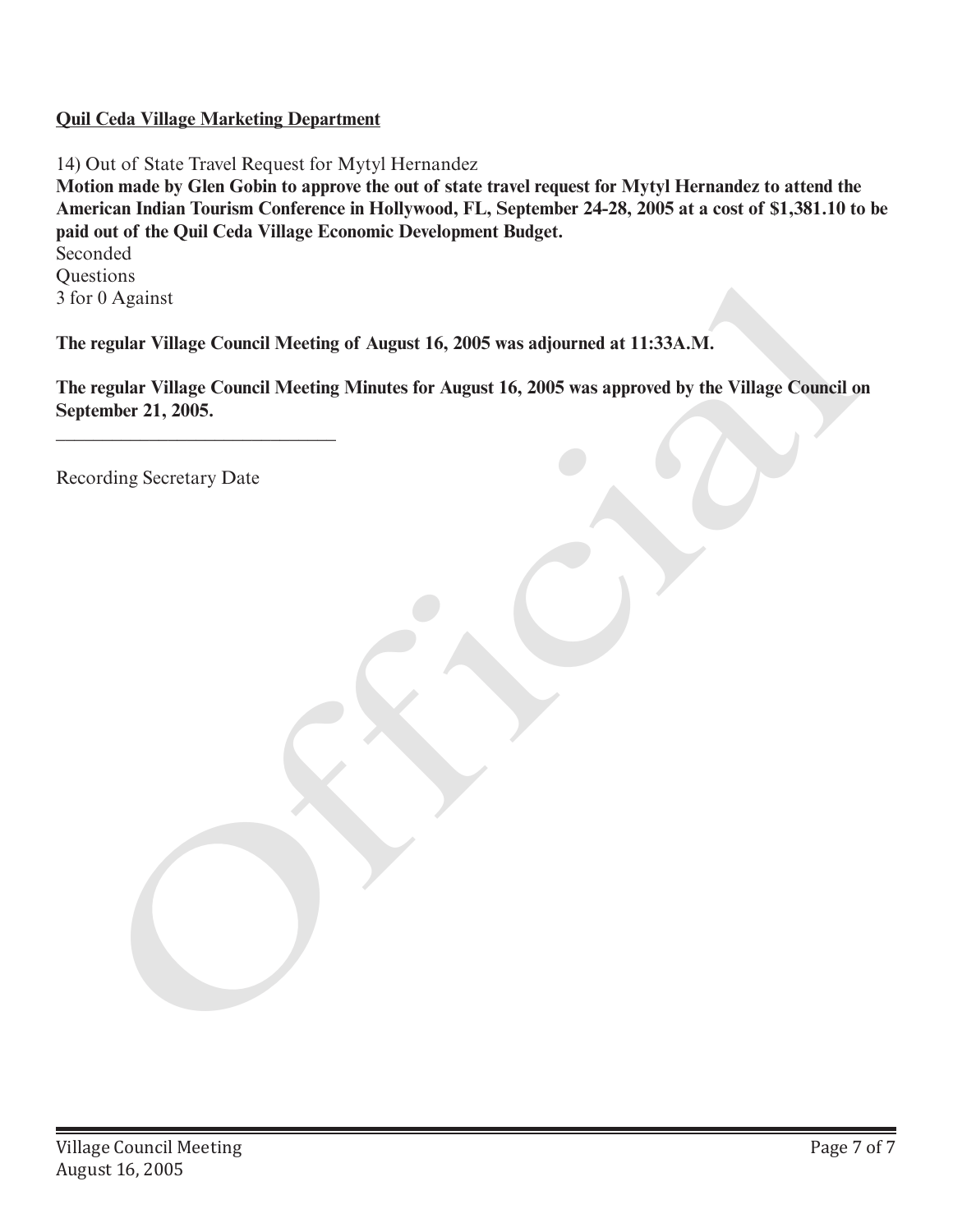**Quil Ceda Village Marketing Department**

14) Out of State Travel Request for Mytyl Hernandez

**Motion made by Glen Gobin to approve the out of state travel request for Mytyl Hernandez to attend the American Indian Tourism Conference in Hollywood, FL, September 24-28, 2005 at a cost of $1,381.10 to be paid out of the Quil Ceda Village Economic Development Budget.**

Seconded

Questions

3 for 0 Against

**The regular Village Council Meeting of August 16, 2005 was adjourned at 11:33A.M.**

**The regular Village Council Meeting Minutes for August 16, 2005 was approved by the Village Council on September 21, 2005.**

______________________________

Recording Secretary Date